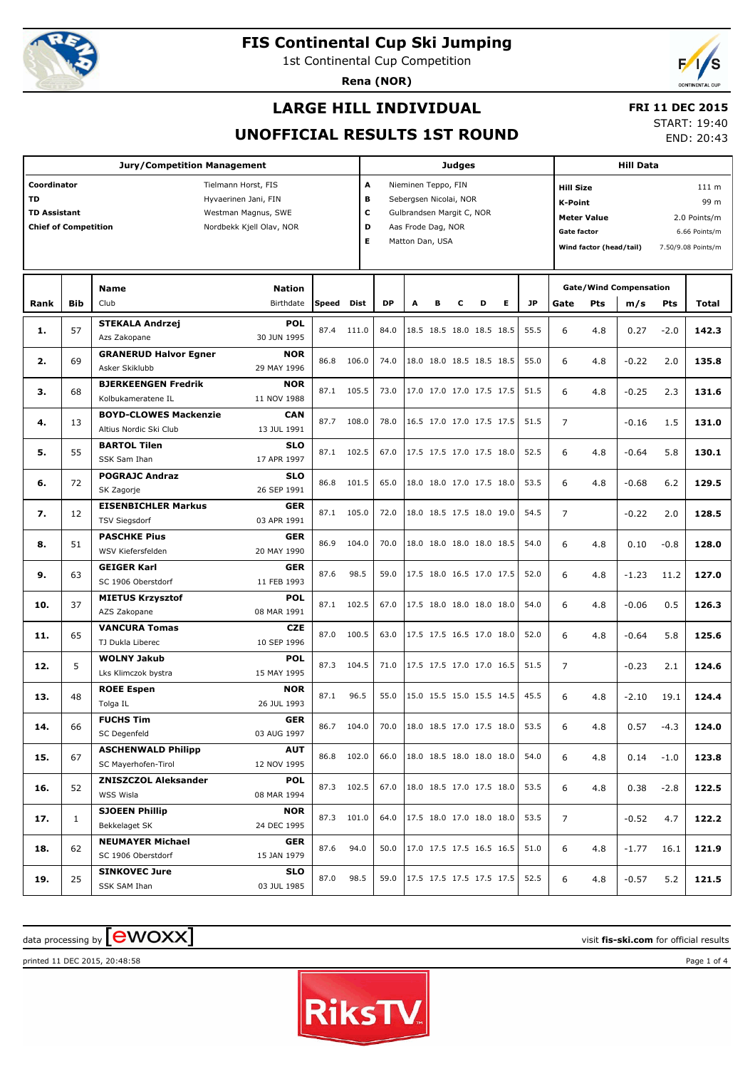# FIS Continental Cup Ski Jumping

1st Continental Cup Competition

**Rena (NOR)**

## LARGE HILL INDIVIDUAL

## UNOFFICIAL RESULTS 1ST ROUND

**FRI 11 DEC 2015**

START: 19:40

END: 20:43

| Jury/Competition Management | | Judges | | Hill Data | |
|---|---|---|---|---|---|
| **Coordinator** | Tielmann Horst, FIS | **A** | Nieminen Teppo, FIN | **Hill Size** | 111 m |
| **TD** | Hyvaerinen Jani, FIN | **B** | Sebergsen Nicolai, NOR | **K-Point** | 99 m |
| **TD Assistant** | Westman Magnus, SWE | **C** | Gulbrandsen Margit C, NOR | **Meter Value** | 2.0 Points/m |
| **Chief of Competition** | Nordbekk Kjell Olav, NOR | **D** | Aas Frode Dag, NOR | **Gate factor** | 6.66 Points/m |
| | | **E** | Matton Dan, USA | **Wind factor (head/tail)** | 7.50/9.08 Points/m |

| Rank | Bib | Name / Club | Nation / Birthdate | Speed | Dist | DP | A | B | C | D | E | JP | Gate | Gate Pts | m/s | Wind Pts | Total |
|---|---|---|---|---|---|---|---|---|---|---|---|---|---|---|---|---|---|
| 1. | 57 | **STEKALA Andrzej** Azs Zakopane | **POL** 30 JUN 1995 | 87.4 | 111.0 | 84.0 | 18.5 | 18.5 | 18.0 | 18.5 | 18.5 | 55.5 | 6 | 4.8 | 0.27 | -2.0 | **142.3** |
| 2. | 69 | **GRANERUD Halvor Egner** Asker Skiklubb | **NOR** 29 MAY 1996 | 86.8 | 106.0 | 74.0 | 18.0 | 18.0 | 18.5 | 18.5 | 18.5 | 55.0 | 6 | 4.8 | -0.22 | 2.0 | **135.8** |
| 3. | 68 | **BJERKEENGEN Fredrik** Kolbukameratene IL | **NOR** 11 NOV 1988 | 87.1 | 105.5 | 73.0 | 17.0 | 17.0 | 17.0 | 17.5 | 17.5 | 51.5 | 6 | 4.8 | -0.25 | 2.3 | **131.6** |
| 4. | 13 | **BOYD-CLOWES Mackenzie** Altius Nordic Ski Club | **CAN** 13 JUL 1991 | 87.7 | 108.0 | 78.0 | 16.5 | 17.0 | 17.0 | 17.5 | 17.5 | 51.5 | 7 | | -0.16 | 1.5 | **131.0** |
| 5. | 55 | **BARTOL Tilen** SSK Sam Ihan | **SLO** 17 APR 1997 | 87.1 | 102.5 | 67.0 | 17.5 | 17.5 | 17.0 | 17.5 | 18.0 | 52.5 | 6 | 4.8 | -0.64 | 5.8 | **130.1** |
| 6. | 72 | **POGRAJC Andraz** SK Zagorje | **SLO** 26 SEP 1991 | 86.8 | 101.5 | 65.0 | 18.0 | 18.0 | 17.0 | 17.5 | 18.0 | 53.5 | 6 | 4.8 | -0.68 | 6.2 | **129.5** |
| 7. | 12 | **EISENBICHLER Markus** TSV Siegsdorf | **GER** 03 APR 1991 | 87.1 | 105.0 | 72.0 | 18.0 | 18.5 | 17.5 | 18.0 | 19.0 | 54.5 | 7 | | -0.22 | 2.0 | **128.5** |
| 8. | 51 | **PASCHKE Pius** WSV Kiefersfelden | **GER** 20 MAY 1990 | 86.9 | 104.0 | 70.0 | 18.0 | 18.0 | 18.0 | 18.0 | 18.5 | 54.0 | 6 | 4.8 | 0.10 | -0.8 | **128.0** |
| 9. | 63 | **GEIGER Karl** SC 1906 Oberstdorf | **GER** 11 FEB 1993 | 87.6 | 98.5 | 59.0 | 17.5 | 18.0 | 16.5 | 17.0 | 17.5 | 52.0 | 6 | 4.8 | -1.23 | 11.2 | **127.0** |
| 10. | 37 | **MIETUS Krzysztof** AZS Zakopane | **POL** 08 MAR 1991 | 87.1 | 102.5 | 67.0 | 17.5 | 18.0 | 18.0 | 18.0 | 18.0 | 54.0 | 6 | 4.8 | -0.06 | 0.5 | **126.3** |
| 11. | 65 | **VANCURA Tomas** TJ Dukla Liberec | **CZE** 10 SEP 1996 | 87.0 | 100.5 | 63.0 | 17.5 | 17.5 | 16.5 | 17.0 | 18.0 | 52.0 | 6 | 4.8 | -0.64 | 5.8 | **125.6** |
| 12. | 5 | **WOLNY Jakub** Lks Klimczok bystra | **POL** 15 MAY 1995 | 87.3 | 104.5 | 71.0 | 17.5 | 17.5 | 17.0 | 17.0 | 16.5 | 51.5 | 7 | | -0.23 | 2.1 | **124.6** |
| 13. | 48 | **ROEE Espen** Tolga IL | **NOR** 26 JUL 1993 | 87.1 | 96.5 | 55.0 | 15.0 | 15.5 | 15.0 | 15.5 | 14.5 | 45.5 | 6 | 4.8 | -2.10 | 19.1 | **124.4** |
| 14. | 66 | **FUCHS Tim** SC Degenfeld | **GER** 03 AUG 1997 | 86.7 | 104.0 | 70.0 | 18.0 | 18.5 | 17.0 | 17.5 | 18.0 | 53.5 | 6 | 4.8 | 0.57 | -4.3 | **124.0** |
| 15. | 67 | **ASCHENWALD Philipp** SC Mayerhofen-Tirol | **AUT** 12 NOV 1995 | 86.8 | 102.0 | 66.0 | 18.0 | 18.5 | 18.0 | 18.0 | 18.0 | 54.0 | 6 | 4.8 | 0.14 | -1.0 | **123.8** |
| 16. | 52 | **ZNISZCZOL Aleksander** WSS Wisla | **POL** 08 MAR 1994 | 87.3 | 102.5 | 67.0 | 18.0 | 18.5 | 17.0 | 17.5 | 18.0 | 53.5 | 6 | 4.8 | 0.38 | -2.8 | **122.5** |
| 17. | 1 | **SJOEEN Phillip** Bekkelaget SK | **NOR** 24 DEC 1995 | 87.3 | 101.0 | 64.0 | 17.5 | 18.0 | 17.0 | 18.0 | 18.0 | 53.5 | 7 | | -0.52 | 4.7 | **122.2** |
| 18. | 62 | **NEUMAYER Michael** SC 1906 Oberstdorf | **GER** 15 JAN 1979 | 87.6 | 94.0 | 50.0 | 17.0 | 17.5 | 17.5 | 16.5 | 16.5 | 51.0 | 6 | 4.8 | -1.77 | 16.1 | **121.9** |
| 19. | 25 | **SINKOVEC Jure** SSK SAM Ihan | **SLO** 03 JUL 1985 | 87.0 | 98.5 | 59.0 | 17.5 | 17.5 | 17.5 | 17.5 | 17.5 | 52.5 | 6 | 4.8 | -0.57 | 5.2 | **121.5** |

data processing by ewoxx — visit **fis-ski.com** for official results

printed 11 DEC 2015, 20:48:58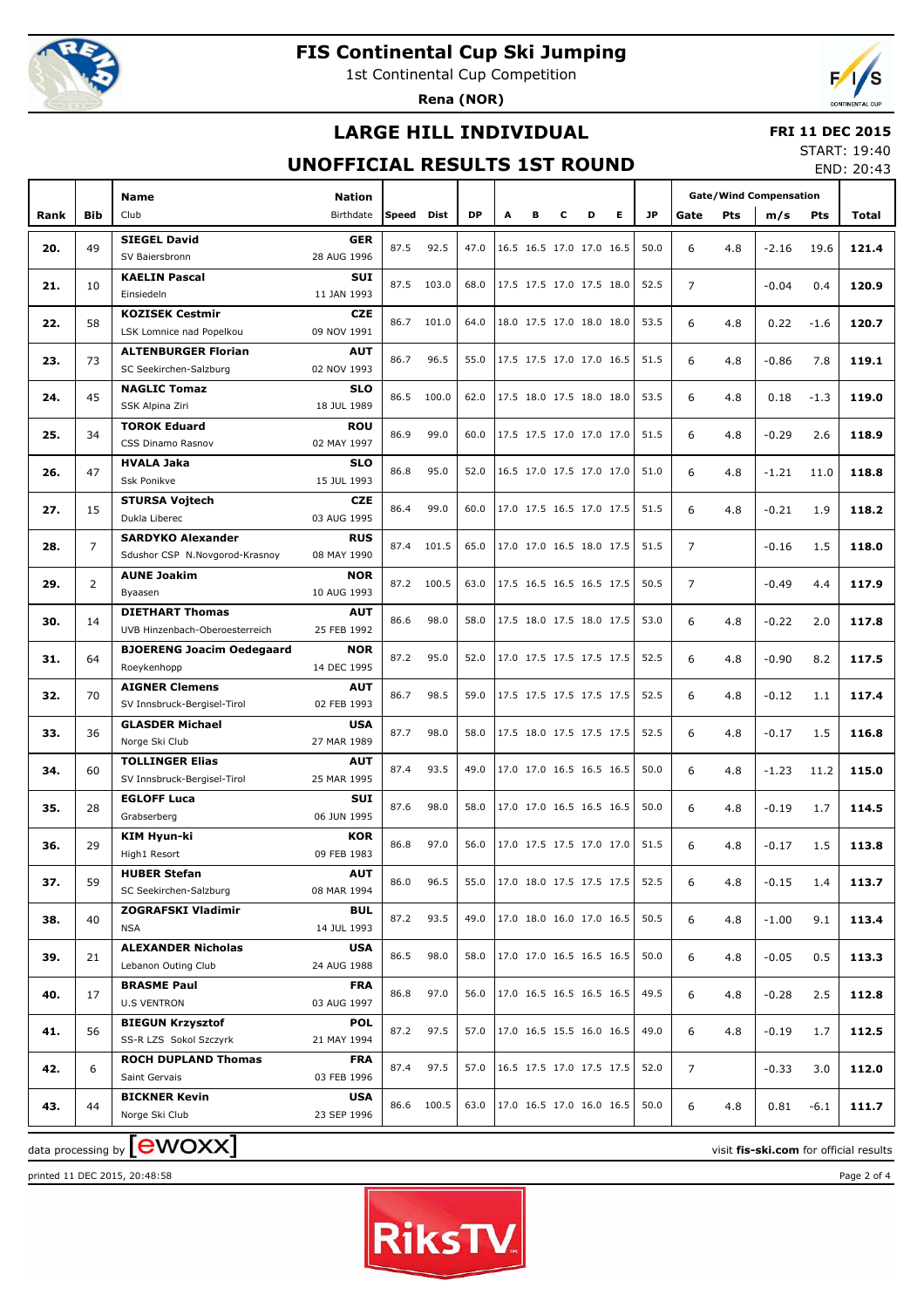# FIS Continental Cup Ski Jumping

1st Continental Cup Competition

**Rena (NOR)**

## LARGE HILL INDIVIDUAL

## UNOFFICIAL RESULTS 1ST ROUND

**FRI 11 DEC 2015**

START: 19:40

END: 20:43

| Rank | Bib | Name / Club | Nation / Birthdate | Speed | Dist | DP | A | B | C | D | E | JP | Gate | Pts | m/s | Pts | Total |
|---|---|---|---|---|---|---|---|---|---|---|---|---|---|---|---|---|---|
| | | | | | | | | | | | | | Gate/Wind Compensation | | | | |
| 20. | 49 | **SIEGEL David** SV Baiersbronn | **GER** 28 AUG 1996 | 87.5 | 92.5 | 47.0 | 16.5 | 16.5 | 17.0 | 17.0 | 16.5 | 50.0 | 6 | 4.8 | -2.16 | 19.6 | **121.4** |
| 21. | 10 | **KAELIN Pascal** Einsiedeln | **SUI** 11 JAN 1993 | 87.5 | 103.0 | 68.0 | 17.5 | 17.5 | 17.0 | 17.5 | 18.0 | 52.5 | 7 | | -0.04 | 0.4 | **120.9** |
| 22. | 58 | **KOZISEK Cestmir** LSK Lomnice nad Popelkou | **CZE** 09 NOV 1991 | 86.7 | 101.0 | 64.0 | 18.0 | 17.5 | 17.0 | 18.0 | 18.0 | 53.5 | 6 | 4.8 | 0.22 | -1.6 | **120.7** |
| 23. | 73 | **ALTENBURGER Florian** SC Seekirchen-Salzburg | **AUT** 02 NOV 1993 | 86.7 | 96.5 | 55.0 | 17.5 | 17.5 | 17.0 | 17.0 | 16.5 | 51.5 | 6 | 4.8 | -0.86 | 7.8 | **119.1** |
| 24. | 45 | **NAGLIC Tomaz** SSK Alpina Ziri | **SLO** 18 JUL 1989 | 86.5 | 100.0 | 62.0 | 17.5 | 18.0 | 17.5 | 18.0 | 18.0 | 53.5 | 6 | 4.8 | 0.18 | -1.3 | **119.0** |
| 25. | 34 | **TOROK Eduard** CSS Dinamo Rasnov | **ROU** 02 MAY 1997 | 86.9 | 99.0 | 60.0 | 17.5 | 17.5 | 17.0 | 17.0 | 17.0 | 51.5 | 6 | 4.8 | -0.29 | 2.6 | **118.9** |
| 26. | 47 | **HVALA Jaka** Ssk Ponikve | **SLO** 15 JUL 1993 | 86.8 | 95.0 | 52.0 | 16.5 | 17.0 | 17.5 | 17.0 | 17.0 | 51.0 | 6 | 4.8 | -1.21 | 11.0 | **118.8** |
| 27. | 15 | **STURSA Vojtech** Dukla Liberec | **CZE** 03 AUG 1995 | 86.4 | 99.0 | 60.0 | 17.0 | 17.5 | 16.5 | 17.0 | 17.5 | 51.5 | 6 | 4.8 | -0.21 | 1.9 | **118.2** |
| 28. | 7 | **SARDYKO Alexander** Sdushor CSP N.Novgorod-Krasnoy | **RUS** 08 MAY 1990 | 87.4 | 101.5 | 65.0 | 17.0 | 17.0 | 16.5 | 18.0 | 17.5 | 51.5 | 7 | | -0.16 | 1.5 | **118.0** |
| 29. | 2 | **AUNE Joakim** Byaasen | **NOR** 10 AUG 1993 | 87.2 | 100.5 | 63.0 | 17.5 | 16.5 | 16.5 | 16.5 | 17.5 | 50.5 | 7 | | -0.49 | 4.4 | **117.9** |
| 30. | 14 | **DIETHART Thomas** UVB Hinzenbach-Oberoesterreich | **AUT** 25 FEB 1992 | 86.6 | 98.0 | 58.0 | 17.5 | 18.0 | 17.5 | 18.0 | 17.5 | 53.0 | 6 | 4.8 | -0.22 | 2.0 | **117.8** |
| 31. | 64 | **BJOERENG Joacim Oedegaard** Roeykenhopp | **NOR** 14 DEC 1995 | 87.2 | 95.0 | 52.0 | 17.0 | 17.5 | 17.5 | 17.5 | 17.5 | 52.5 | 6 | 4.8 | -0.90 | 8.2 | **117.5** |
| 32. | 70 | **AIGNER Clemens** SV Innsbruck-Bergisel-Tirol | **AUT** 02 FEB 1993 | 86.7 | 98.5 | 59.0 | 17.5 | 17.5 | 17.5 | 17.5 | 17.5 | 52.5 | 6 | 4.8 | -0.12 | 1.1 | **117.4** |
| 33. | 36 | **GLASDER Michael** Norge Ski Club | **USA** 27 MAR 1989 | 87.7 | 98.0 | 58.0 | 17.5 | 18.0 | 17.5 | 17.5 | 17.5 | 52.5 | 6 | 4.8 | -0.17 | 1.5 | **116.8** |
| 34. | 60 | **TOLLINGER Elias** SV Innsbruck-Bergisel-Tirol | **AUT** 25 MAR 1995 | 87.4 | 93.5 | 49.0 | 17.0 | 17.0 | 16.5 | 16.5 | 16.5 | 50.0 | 6 | 4.8 | -1.23 | 11.2 | **115.0** |
| 35. | 28 | **EGLOFF Luca** Grabserberg | **SUI** 06 JUN 1995 | 87.6 | 98.0 | 58.0 | 17.0 | 17.0 | 16.5 | 16.5 | 16.5 | 50.0 | 6 | 4.8 | -0.19 | 1.7 | **114.5** |
| 36. | 29 | **KIM Hyun-ki** High1 Resort | **KOR** 09 FEB 1983 | 86.8 | 97.0 | 56.0 | 17.0 | 17.5 | 17.5 | 17.0 | 17.0 | 51.5 | 6 | 4.8 | -0.17 | 1.5 | **113.8** |
| 37. | 59 | **HUBER Stefan** SC Seekirchen-Salzburg | **AUT** 08 MAR 1994 | 86.0 | 96.5 | 55.0 | 17.0 | 18.0 | 17.5 | 17.5 | 17.5 | 52.5 | 6 | 4.8 | -0.15 | 1.4 | **113.7** |
| 38. | 40 | **ZOGRAFSKI Vladimir** NSA | **BUL** 14 JUL 1993 | 87.2 | 93.5 | 49.0 | 17.0 | 18.0 | 16.0 | 17.0 | 16.5 | 50.5 | 6 | 4.8 | -1.00 | 9.1 | **113.4** |
| 39. | 21 | **ALEXANDER Nicholas** Lebanon Outing Club | **USA** 24 AUG 1988 | 86.5 | 98.0 | 58.0 | 17.0 | 17.0 | 16.5 | 16.5 | 16.5 | 50.0 | 6 | 4.8 | -0.05 | 0.5 | **113.3** |
| 40. | 17 | **BRASME Paul** U.S VENTRON | **FRA** 03 AUG 1997 | 86.8 | 97.0 | 56.0 | 17.0 | 16.5 | 16.5 | 16.5 | 16.5 | 49.5 | 6 | 4.8 | -0.28 | 2.5 | **112.8** |
| 41. | 56 | **BIEGUN Krzysztof** SS-R LZS Sokol Szczyrk | **POL** 21 MAY 1994 | 87.2 | 97.5 | 57.0 | 17.0 | 16.5 | 15.5 | 16.0 | 16.5 | 49.0 | 6 | 4.8 | -0.19 | 1.7 | **112.5** |
| 42. | 6 | **ROCH DUPLAND Thomas** Saint Gervais | **FRA** 03 FEB 1996 | 87.4 | 97.5 | 57.0 | 16.5 | 17.5 | 17.0 | 17.5 | 17.5 | 52.0 | 7 | | -0.33 | 3.0 | **112.0** |
| 43. | 44 | **BICKNER Kevin** Norge Ski Club | **USA** 23 SEP 1996 | 86.6 | 100.5 | 63.0 | 17.0 | 16.5 | 17.0 | 16.0 | 16.5 | 50.0 | 6 | 4.8 | 0.81 | -6.1 | **111.7** |

data processing by ewoxx — visit **fis-ski.com** for official results

printed 11 DEC 2015, 20:48:58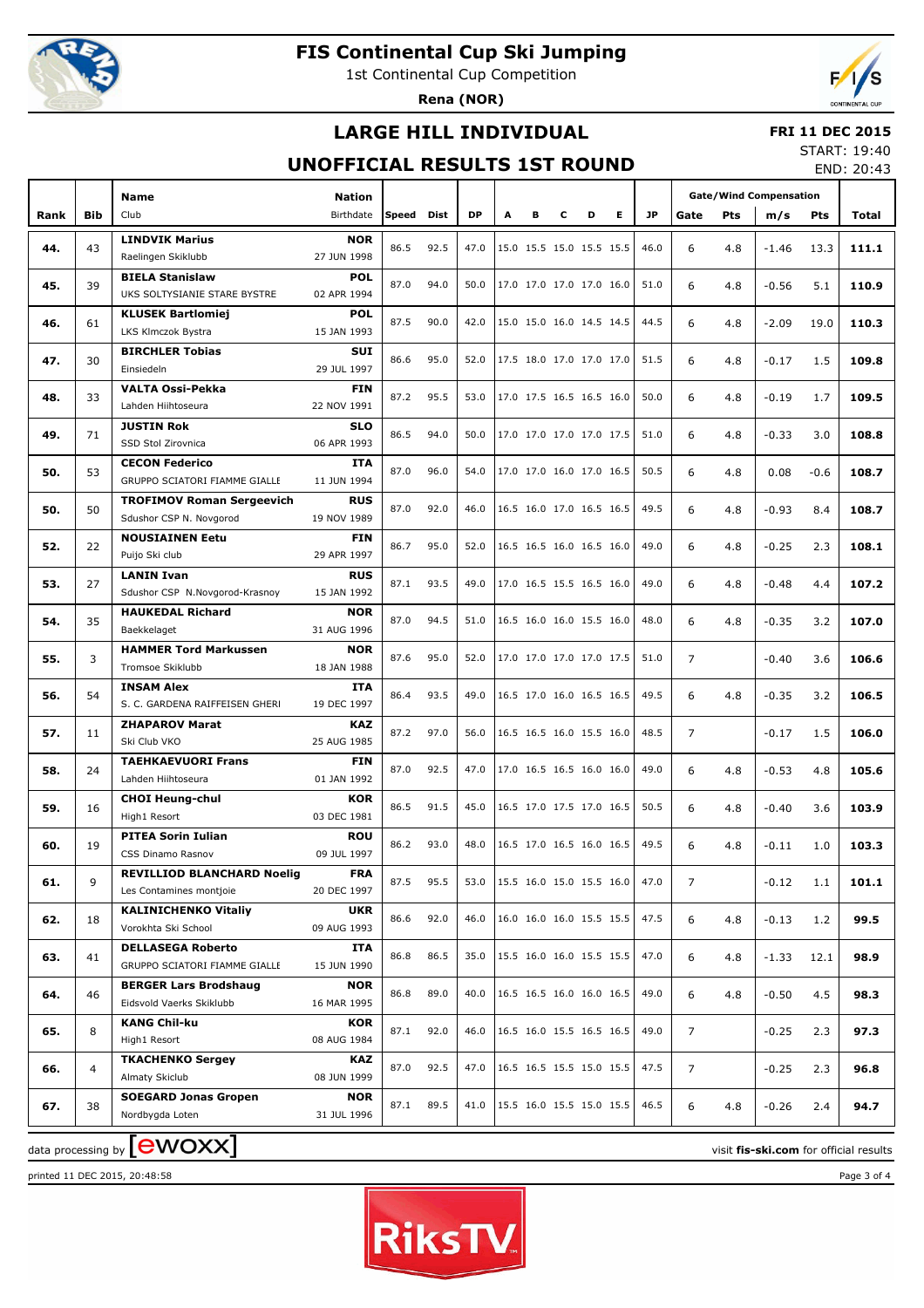# FIS Continental Cup Ski Jumping

1st Continental Cup Competition

**Rena (NOR)**

## LARGE HILL INDIVIDUAL

## UNOFFICIAL RESULTS 1ST ROUND

**FRI 11 DEC 2015**
START: 19:40
END: 20:43

| Rank | Bib | Name / Club | Nation / Birthdate | Speed | Dist | DP | A | B | C | D | E | JP | Gate | Pts | m/s | Pts | Total |
|---|---|---|---|---|---|---|---|---|---|---|---|---|---|---|---|---|---|
| 44. | 43 | **LINDVIK Marius** Raelingen Skiklubb | **NOR** 27 JUN 1998 | 86.5 | 92.5 | 47.0 | 15.0 | 15.5 | 15.0 | 15.5 | 15.5 | 46.0 | 6 | 4.8 | -1.46 | 13.3 | **111.1** |
| 45. | 39 | **BIELA Stanislaw** UKS SOLTYSIANIE STARE BYSTRE | **POL** 02 APR 1994 | 87.0 | 94.0 | 50.0 | 17.0 | 17.0 | 17.0 | 17.0 | 16.0 | 51.0 | 6 | 4.8 | -0.56 | 5.1 | **110.9** |
| 46. | 61 | **KLUSEK Bartlomiej** LKS Klmczok Bystra | **POL** 15 JAN 1993 | 87.5 | 90.0 | 42.0 | 15.0 | 15.0 | 16.0 | 14.5 | 14.5 | 44.5 | 6 | 4.8 | -2.09 | 19.0 | **110.3** |
| 47. | 30 | **BIRCHLER Tobias** Einsiedeln | **SUI** 29 JUL 1997 | 86.6 | 95.0 | 52.0 | 17.5 | 18.0 | 17.0 | 17.0 | 17.0 | 51.5 | 6 | 4.8 | -0.17 | 1.5 | **109.8** |
| 48. | 33 | **VALTA Ossi-Pekka** Lahden Hiihtoseura | **FIN** 22 NOV 1991 | 87.2 | 95.5 | 53.0 | 17.0 | 17.5 | 16.5 | 16.5 | 16.0 | 50.0 | 6 | 4.8 | -0.19 | 1.7 | **109.5** |
| 49. | 71 | **JUSTIN Rok** SSD Stol Zirovnica | **SLO** 06 APR 1993 | 86.5 | 94.0 | 50.0 | 17.0 | 17.0 | 17.0 | 17.0 | 17.5 | 51.0 | 6 | 4.8 | -0.33 | 3.0 | **108.8** |
| 50. | 53 | **CECON Federico** GRUPPO SCIATORI FIAMME GIALLE | **ITA** 11 JUN 1994 | 87.0 | 96.0 | 54.0 | 17.0 | 17.0 | 16.0 | 17.0 | 16.5 | 50.5 | 6 | 4.8 | 0.08 | -0.6 | **108.7** |
| 50. | 50 | **TROFIMOV Roman Sergeevich** Sdushor CSP N. Novgorod | **RUS** 19 NOV 1989 | 87.0 | 92.0 | 46.0 | 16.5 | 16.0 | 17.0 | 16.5 | 16.5 | 49.5 | 6 | 4.8 | -0.93 | 8.4 | **108.7** |
| 52. | 22 | **NOUSIAINEN Eetu** Puijo Ski club | **FIN** 29 APR 1997 | 86.7 | 95.0 | 52.0 | 16.5 | 16.5 | 16.0 | 16.5 | 16.0 | 49.0 | 6 | 4.8 | -0.25 | 2.3 | **108.1** |
| 53. | 27 | **LANIN Ivan** Sdushor CSP N.Novgorod-Krasnoy | **RUS** 15 JAN 1992 | 87.1 | 93.5 | 49.0 | 17.0 | 16.5 | 15.5 | 16.5 | 16.0 | 49.0 | 6 | 4.8 | -0.48 | 4.4 | **107.2** |
| 54. | 35 | **HAUKEDAL Richard** Baekkelaget | **NOR** 31 AUG 1996 | 87.0 | 94.5 | 51.0 | 16.5 | 16.0 | 16.0 | 15.5 | 16.0 | 48.0 | 6 | 4.8 | -0.35 | 3.2 | **107.0** |
| 55. | 3 | **HAMMER Tord Markussen** Tromsoe Skiklubb | **NOR** 18 JAN 1988 | 87.6 | 95.0 | 52.0 | 17.0 | 17.0 | 17.0 | 17.0 | 17.5 | 51.0 | 7 | | -0.40 | 3.6 | **106.6** |
| 56. | 54 | **INSAM Alex** S. C. GARDENA RAIFFEISEN GHERD | **ITA** 19 DEC 1997 | 86.4 | 93.5 | 49.0 | 16.5 | 17.0 | 16.0 | 16.5 | 16.5 | 49.5 | 6 | 4.8 | -0.35 | 3.2 | **106.5** |
| 57. | 11 | **ZHAPAROV Marat** Ski Club VKO | **KAZ** 25 AUG 1985 | 87.2 | 97.0 | 56.0 | 16.5 | 16.5 | 16.0 | 15.5 | 16.0 | 48.5 | 7 | | -0.17 | 1.5 | **106.0** |
| 58. | 24 | **TAEHKAEVUORI Frans** Lahden Hiihtoseura | **FIN** 01 JAN 1992 | 87.0 | 92.5 | 47.0 | 17.0 | 16.5 | 16.5 | 16.0 | 16.0 | 49.0 | 6 | 4.8 | -0.53 | 4.8 | **105.6** |
| 59. | 16 | **CHOI Heung-chul** High1 Resort | **KOR** 03 DEC 1981 | 86.5 | 91.5 | 45.0 | 16.5 | 17.0 | 17.5 | 17.0 | 16.5 | 50.5 | 6 | 4.8 | -0.40 | 3.6 | **103.9** |
| 60. | 19 | **PITEA Sorin Iulian** CSS Dinamo Rasnov | **ROU** 09 JUL 1997 | 86.2 | 93.0 | 48.0 | 16.5 | 17.0 | 16.5 | 16.0 | 16.5 | 49.5 | 6 | 4.8 | -0.11 | 1.0 | **103.3** |
| 61. | 9 | **REVILLIOD BLANCHARD Noelig** Les Contamines montjoie | **FRA** 20 DEC 1997 | 87.5 | 95.5 | 53.0 | 15.5 | 16.0 | 15.0 | 15.5 | 16.0 | 47.0 | 7 | | -0.12 | 1.1 | **101.1** |
| 62. | 18 | **KALINICHENKO Vitaliy** Vorokhta Ski School | **UKR** 09 AUG 1993 | 86.6 | 92.0 | 46.0 | 16.0 | 16.0 | 16.0 | 15.5 | 15.5 | 47.5 | 6 | 4.8 | -0.13 | 1.2 | **99.5** |
| 63. | 41 | **DELLASEGA Roberto** GRUPPO SCIATORI FIAMME GIALLE | **ITA** 15 JUN 1990 | 86.8 | 86.5 | 35.0 | 15.5 | 16.0 | 16.0 | 15.5 | 15.5 | 47.0 | 6 | 4.8 | -1.33 | 12.1 | **98.9** |
| 64. | 46 | **BERGER Lars Brodshaug** Eidsvold Vaerks Skiklubb | **NOR** 16 MAR 1995 | 86.8 | 89.0 | 40.0 | 16.5 | 16.5 | 16.0 | 16.0 | 16.5 | 49.0 | 6 | 4.8 | -0.50 | 4.5 | **98.3** |
| 65. | 8 | **KANG Chil-ku** High1 Resort | **KOR** 08 AUG 1984 | 87.1 | 92.0 | 46.0 | 16.5 | 16.0 | 15.5 | 16.5 | 16.5 | 49.0 | 7 | | -0.25 | 2.3 | **97.3** |
| 66. | 4 | **TKACHENKO Sergey** Almaty Skiclub | **KAZ** 08 JUN 1999 | 87.0 | 92.5 | 47.0 | 16.5 | 16.5 | 15.5 | 15.0 | 15.5 | 47.5 | 7 | | -0.25 | 2.3 | **96.8** |
| 67. | 38 | **SOEGARD Jonas Gropen** Nordbygda Loten | **NOR** 31 JUL 1996 | 87.1 | 89.5 | 41.0 | 15.5 | 16.0 | 15.5 | 15.0 | 15.5 | 46.5 | 6 | 4.8 | -0.26 | 2.4 | **94.7** |

data processing by ewoxx — visit **fis-ski.com** for official results

printed 11 DEC 2015, 20:48:58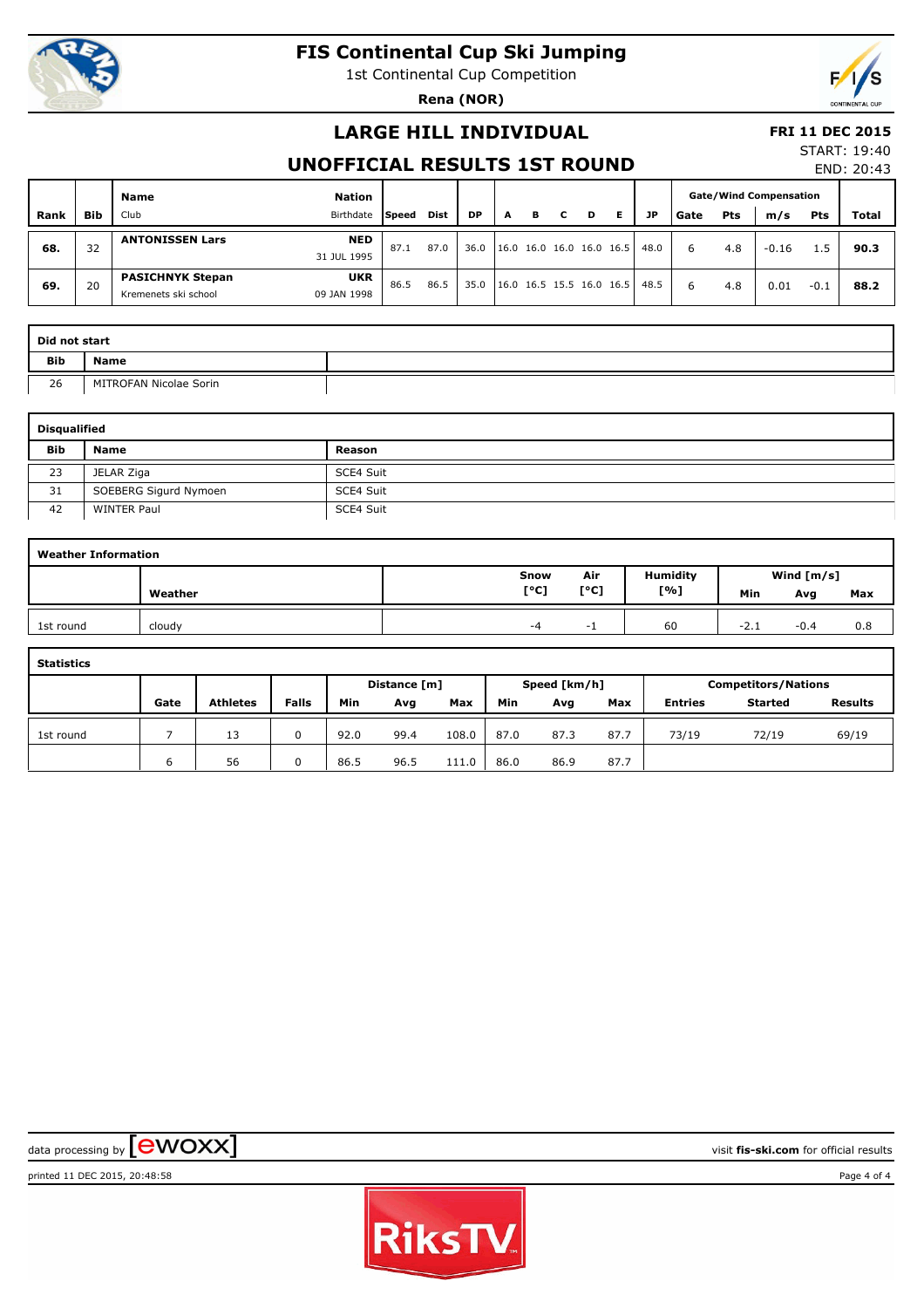# FIS Continental Cup Ski Jumping

1st Continental Cup Competition

**Rena (NOR)**

## LARGE HILL INDIVIDUAL

**FRI 11 DEC 2015**

START: 19:40

END: 20:43

## UNOFFICIAL RESULTS 1ST ROUND

| Rank | Bib | Name / Club | Nation / Birthdate | Speed | Dist | DP | A | B | C | D | E | JP | Gate | Pts | m/s | Pts | Total |
|---|---|---|---|---|---|---|---|---|---|---|---|---|---|---|---|---|---|
| 68. | 32 | **ANTONISSEN Lars** | **NED** 31 JUL 1995 | 87.1 | 87.0 | 36.0 | 16.0 | 16.0 | 16.0 | 16.0 | 16.5 | 48.0 | 6 | 4.8 | -0.16 | 1.5 | **90.3** |
| 69. | 20 | **PASICHNYK Stepan** Kremenets ski school | **UKR** 09 JAN 1998 | 86.5 | 86.5 | 35.0 | 16.0 | 16.5 | 15.5 | 16.0 | 16.5 | 48.5 | 6 | 4.8 | 0.01 | -0.1 | **88.2** |

**Did not start**

| Bib | Name |
|---|---|
| 26 | MITROFAN Nicolae Sorin |

**Disqualified**

| Bib | Name | Reason |
|---|---|---|
| 23 | JELAR Ziga | SCE4 Suit |
| 31 | SOEBERG Sigurd Nymoen | SCE4 Suit |
| 42 | WINTER Paul | SCE4 Suit |

**Weather Information**

| | Weather | Snow [°C] | Air [°C] | Humidity [%] | Wind [m/s] Min | Avg | Max |
|---|---|---|---|---|---|---|---|
| 1st round | cloudy | -4 | -1 | 60 | -2.1 | -0.4 | 0.8 |

**Statistics**

| | Gate | Athletes | Falls | Distance [m] Min | Avg | Max | Speed [km/h] Min | Avg | Max | Competitors/Nations Entries | Started | Results |
|---|---|---|---|---|---|---|---|---|---|---|---|---|
| 1st round | 7 | 13 | 0 | 92.0 | 99.4 | 108.0 | 87.0 | 87.3 | 87.7 | 73/19 | 72/19 | 69/19 |
| | 6 | 56 | 0 | 86.5 | 96.5 | 111.0 | 86.0 | 86.9 | 87.7 | | | |

data processing by [ewoxx]

visit **fis-ski.com** for official results

printed 11 DEC 2015, 20:48:58